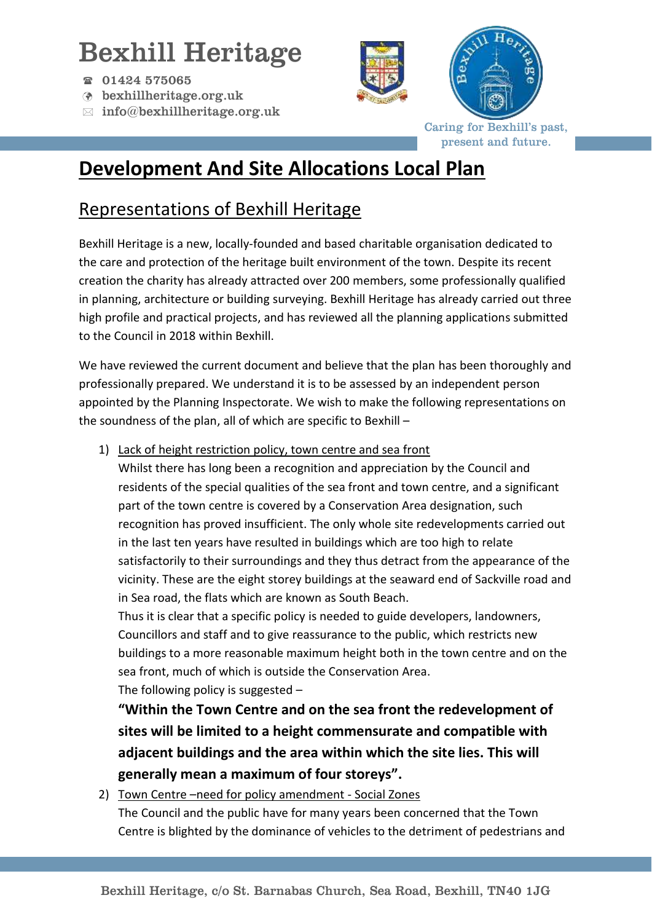# Bexhill Heritage

01424 575065
bexhillheritage.org.uk
info@bexhillheritage.org.uk

Caring for Bexhill's past, present and future.

## Development And Site Allocations Local Plan

### Representations of Bexhill Heritage

Bexhill Heritage is a new, locally-founded and based charitable organisation dedicated to the care and protection of the heritage built environment of the town. Despite its recent creation the charity has already attracted over 200 members, some professionally qualified in planning, architecture or building surveying. Bexhill Heritage has already carried out three high profile and practical projects, and has reviewed all the planning applications submitted to the Council in 2018 within Bexhill.

We have reviewed the current document and believe that the plan has been thoroughly and professionally prepared. We understand it is to be assessed by an independent person appointed by the Planning Inspectorate. We wish to make the following representations on the soundness of the plan, all of which are specific to Bexhill –

1) Lack of height restriction policy, town centre and sea front

   Whilst there has long been a recognition and appreciation by the Council and residents of the special qualities of the sea front and town centre, and a significant part of the town centre is covered by a Conservation Area designation, such recognition has proved insufficient. The only whole site redevelopments carried out in the last ten years have resulted in buildings which are too high to relate satisfactorily to their surroundings and they thus detract from the appearance of the vicinity. These are the eight storey buildings at the seaward end of Sackville road and in Sea road, the flats which are known as South Beach.

   Thus it is clear that a specific policy is needed to guide developers, landowners, Councillors and staff and to give reassurance to the public, which restricts new buildings to a more reasonable maximum height both in the town centre and on the sea front, much of which is outside the Conservation Area.

   The following policy is suggested –

   **"Within the Town Centre and on the sea front the redevelopment of sites will be limited to a height commensurate and compatible with adjacent buildings and the area within which the site lies. This will generally mean a maximum of four storeys".**

2) Town Centre –need for policy amendment - Social Zones

   The Council and the public have for many years been concerned that the Town Centre is blighted by the dominance of vehicles to the detriment of pedestrians and

Bexhill Heritage, c/o St. Barnabas Church, Sea Road, Bexhill, TN40 1JG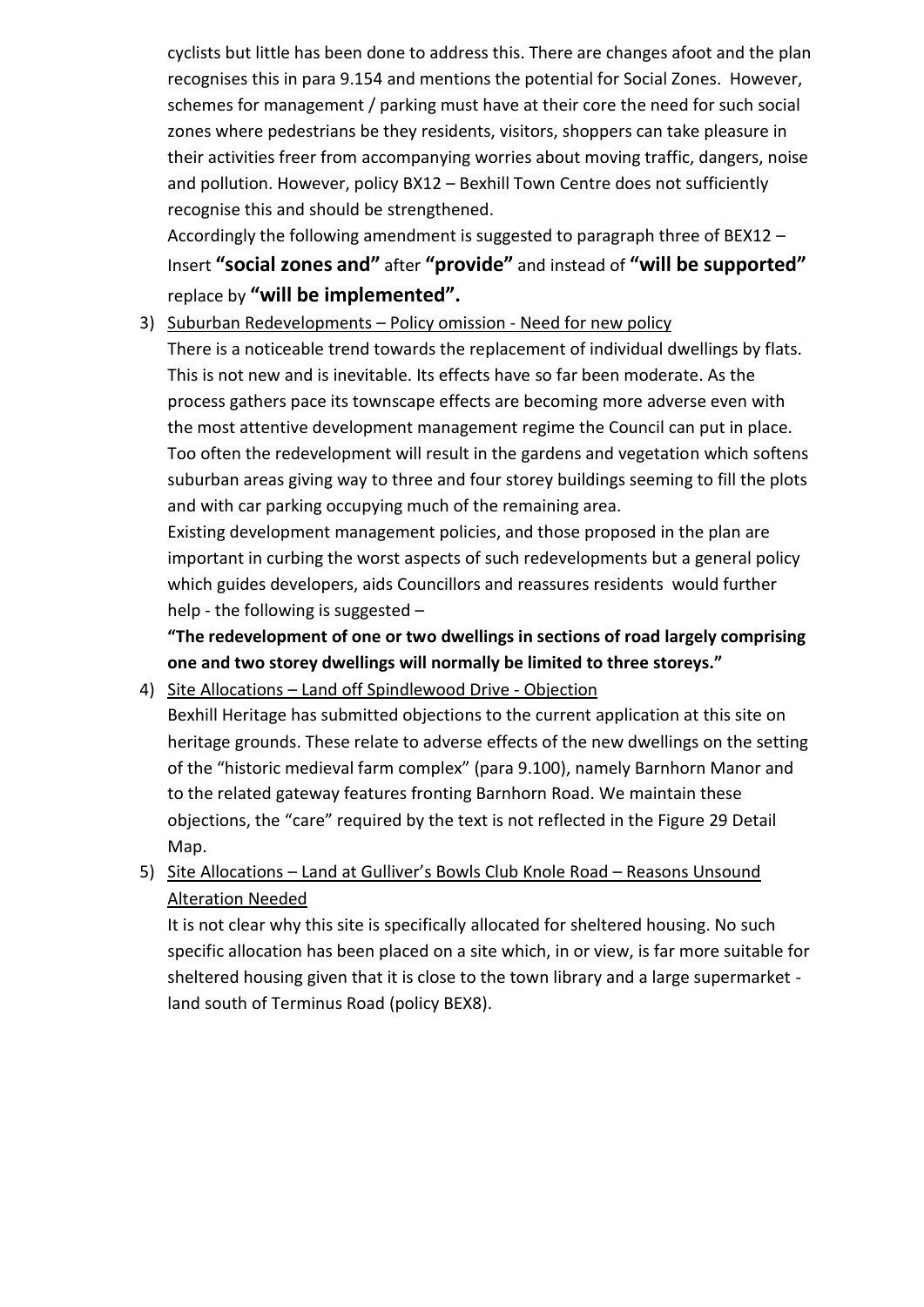cyclists but little has been done to address this. There are changes afoot and the plan recognises this in para 9.154 and mentions the potential for Social Zones. However, schemes for management / parking must have at their core the need for such social zones where pedestrians be they residents, visitors, shoppers can take pleasure in their activities freer from accompanying worries about moving traffic, dangers, noise and pollution. However, policy BX12 – Bexhill Town Centre does not sufficiently recognise this and should be strengthened.

Accordingly the following amendment is suggested to paragraph three of BEX12 – Insert **"social zones and"** after **"provide"** and instead of **"will be supported"** replace by **"will be implemented".**

3) <u>Suburban Redevelopments – Policy omission - Need for new policy</u>

   There is a noticeable trend towards the replacement of individual dwellings by flats. This is not new and is inevitable. Its effects have so far been moderate. As the process gathers pace its townscape effects are becoming more adverse even with the most attentive development management regime the Council can put in place. Too often the redevelopment will result in the gardens and vegetation which softens suburban areas giving way to three and four storey buildings seeming to fill the plots and with car parking occupying much of the remaining area.

   Existing development management policies, and those proposed in the plan are important in curbing the worst aspects of such redevelopments but a general policy which guides developers, aids Councillors and reassures residents would further help - the following is suggested –

   **"The redevelopment of one or two dwellings in sections of road largely comprising one and two storey dwellings will normally be limited to three storeys."**

4) <u>Site Allocations – Land off Spindlewood Drive - Objection</u>

   Bexhill Heritage has submitted objections to the current application at this site on heritage grounds. These relate to adverse effects of the new dwellings on the setting of the "historic medieval farm complex" (para 9.100), namely Barnhorn Manor and to the related gateway features fronting Barnhorn Road. We maintain these objections, the "care" required by the text is not reflected in the Figure 29 Detail Map.

5) <u>Site Allocations – Land at Gulliver's Bowls Club Knole Road – Reasons Unsound Alteration Needed</u>

   It is not clear why this site is specifically allocated for sheltered housing. No such specific allocation has been placed on a site which, in or view, is far more suitable for sheltered housing given that it is close to the town library and a large supermarket - land south of Terminus Road (policy BEX8).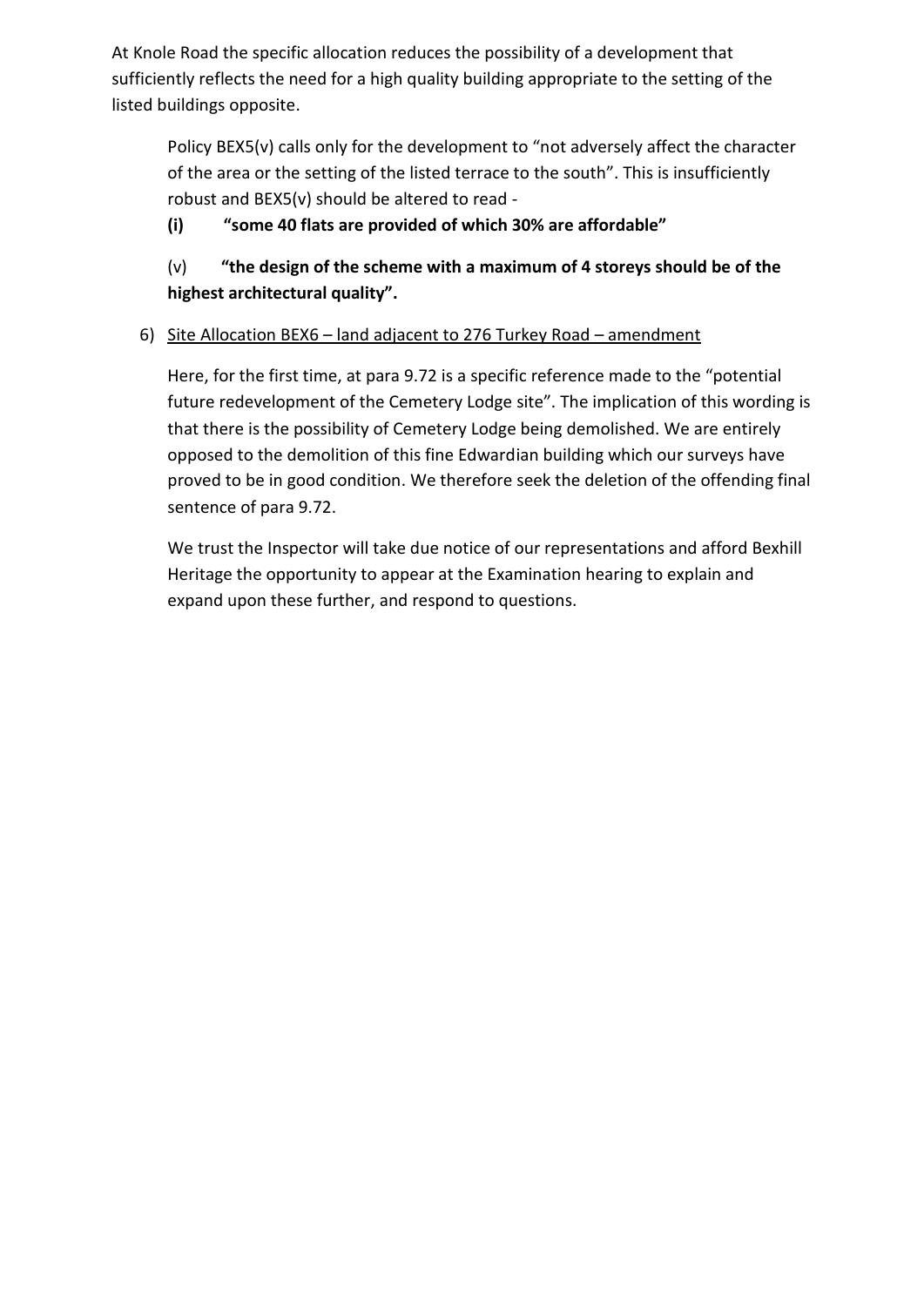At Knole Road the specific allocation reduces the possibility of a development that sufficiently reflects the need for a high quality building appropriate to the setting of the listed buildings opposite.

Policy BEX5(v) calls only for the development to "not adversely affect the character of the area or the setting of the listed terrace to the south". This is insufficiently robust and BEX5(v) should be altered to read -

**(i) "some 40 flats are provided of which 30% are affordable"**

(v) **"the design of the scheme with a maximum of 4 storeys should be of the highest architectural quality".**

6) <u>Site Allocation BEX6 – land adjacent to 276 Turkey Road – amendment</u>

Here, for the first time, at para 9.72 is a specific reference made to the "potential future redevelopment of the Cemetery Lodge site". The implication of this wording is that there is the possibility of Cemetery Lodge being demolished. We are entirely opposed to the demolition of this fine Edwardian building which our surveys have proved to be in good condition. We therefore seek the deletion of the offending final sentence of para 9.72.

We trust the Inspector will take due notice of our representations and afford Bexhill Heritage the opportunity to appear at the Examination hearing to explain and expand upon these further, and respond to questions.